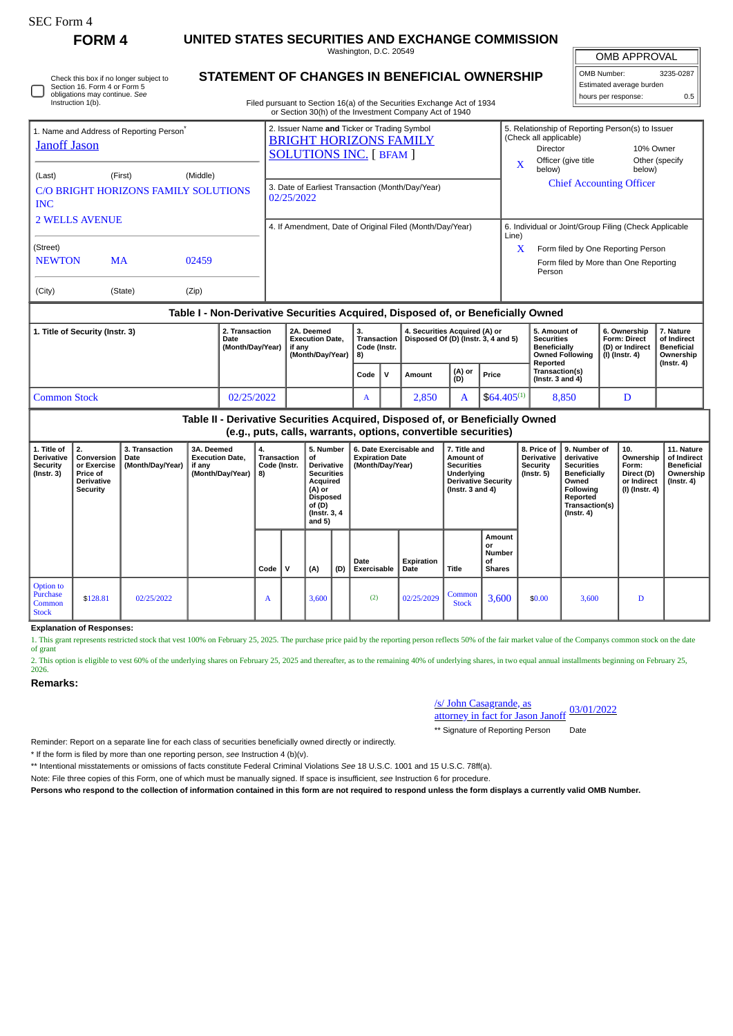SEC Form 4

**FORM 4**

# UNITED STATES SECURITIES AND EXCHANGE COMMISSION

Washington, D.C. 20549

## STATEMENT OF CHANGES IN BENEFICIAL OWNERSHIP

Filed pursuant to Section 16(a) of the Securities Exchange Act of 1934 or Section 30(h) of the Investment Company Act of 1940

| OMB APPROVAL | |
|---|---|
| OMB Number: | 3235-0287 |
| Estimated average burden | |
| hours per response: | 0.5 |

☐ Check this box if no longer subject to Section 16. Form 4 or Form 5 obligations may continue. *See* Instruction 1(b).

| 1. Name and Address of Reporting Person* | 2. Issuer Name and Ticker or Trading Symbol | 5. Relationship of Reporting Person(s) to Issuer (Check all applicable) |
|---|---|---|
| Janoff Jason<br>(Last) (First) (Middle)<br>C/O BRIGHT HORIZONS FAMILY SOLUTIONS INC<br>2 WELLS AVENUE<br>(Street)<br>NEWTON MA 02459<br>(City) (State) (Zip) | BRIGHT HORIZONS FAMILY SOLUTIONS INC. [ BFAM ]<br><br>3. Date of Earliest Transaction (Month/Day/Year)<br>02/25/2022<br><br>4. If Amendment, Date of Original Filed (Month/Day/Year) | Director / 10% Owner<br>X Officer (give title below) / Other (specify below)<br>Chief Accounting Officer<br><br>6. Individual or Joint/Group Filing (Check Applicable Line)<br>X Form filed by One Reporting Person<br>Form filed by More than One Reporting Person |

### Table I - Non-Derivative Securities Acquired, Disposed of, or Beneficially Owned

| 1. Title of Security (Instr. 3) | 2. Transaction Date (Month/Day/Year) | 2A. Deemed Execution Date, if any (Month/Day/Year) | 3. Transaction Code (Instr. 8) | | 4. Securities Acquired (A) or Disposed Of (D) (Instr. 3, 4 and 5) | | | 5. Amount of Securities Beneficially Owned Following Reported Transaction(s) (Instr. 3 and 4) | 6. Ownership Form: Direct (D) or Indirect (I) (Instr. 4) | 7. Nature of Indirect Beneficial Ownership (Instr. 4) |
|---|---|---|---|---|---|---|---|---|---|---|
| | | | Code | V | Amount | (A) or (D) | Price | | | |
| Common Stock | 02/25/2022 | | A | | 2,850 | A | $64.405[1] | 8,850 | D | |

### Table II - Derivative Securities Acquired, Disposed of, or Beneficially Owned (e.g., puts, calls, warrants, options, convertible securities)

| 1. Title of Derivative Security (Instr. 3) | 2. Conversion or Exercise Price of Derivative Security | 3. Transaction Date (Month/Day/Year) | 3A. Deemed Execution Date, if any (Month/Day/Year) | 4. Transaction Code (Instr. 8) | | 5. Number of Derivative Securities Acquired (A) or Disposed of (D) (Instr. 3, 4 and 5) | | 6. Date Exercisable and Expiration Date (Month/Day/Year) | | 7. Title and Amount of Securities Underlying Derivative Security (Instr. 3 and 4) | | 8. Price of Derivative Security (Instr. 5) | 9. Number of derivative Securities Beneficially Owned Following Reported Transaction(s) (Instr. 4) | 10. Ownership Form: Direct (D) or Indirect (I) (Instr. 4) | 11. Nature of Indirect Beneficial Ownership (Instr. 4) |
|---|---|---|---|---|---|---|---|---|---|---|---|---|---|---|---|
| | | | | Code | V | (A) | (D) | Date Exercisable | Expiration Date | Title | Amount or Number of Shares | | | | |
| Option to Purchase Common Stock | $128.81 | 02/25/2022 | | A | | 3,600 | | (2) | 02/25/2029 | Common Stock | 3,600 | $0.00 | 3,600 | D | |

**Explanation of Responses:**

1. This grant represents restricted stock that vest 100% on February 25, 2025. The purchase price paid by the reporting person reflects 50% of the fair market value of the Companys common stock on the date of grant

2. This option is eligible to vest 60% of the underlying shares on February 25, 2025 and thereafter, as to the remaining 40% of underlying shares, in two equal annual installments beginning on February 25, 2026.

**Remarks:**

/s/ John Casagrande, as attorney in fact for Jason Janoff — 03/01/2022

** Signature of Reporting Person — Date

Reminder: Report on a separate line for each class of securities beneficially owned directly or indirectly.

\* If the form is filed by more than one reporting person, *see* Instruction 4 (b)(v).

** Intentional misstatements or omissions of facts constitute Federal Criminal Violations *See* 18 U.S.C. 1001 and 15 U.S.C. 78ff(a).

Note: File three copies of this Form, one of which must be manually signed. If space is insufficient, *see* Instruction 6 for procedure.

**Persons who respond to the collection of information contained in this form are not required to respond unless the form displays a currently valid OMB Number.**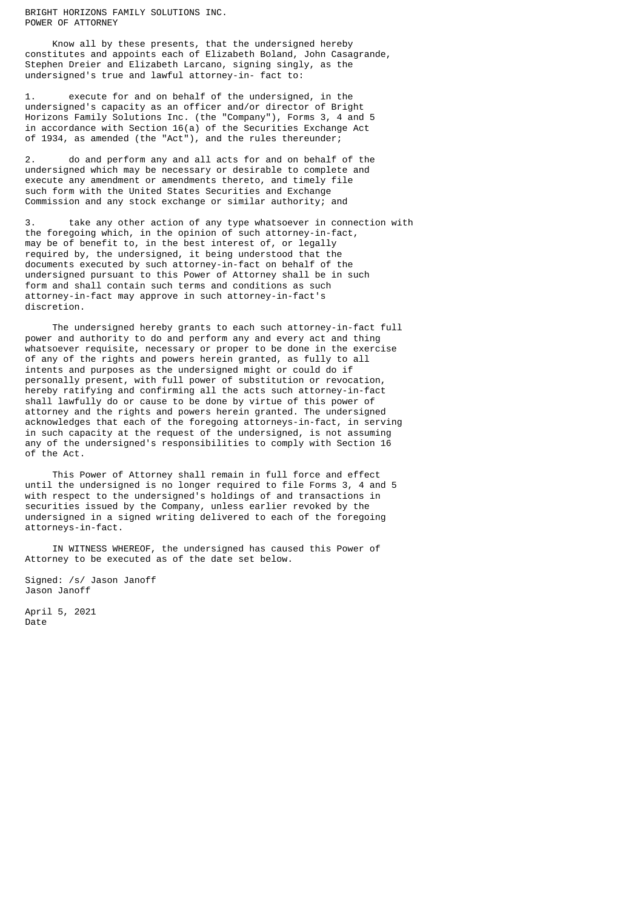BRIGHT HORIZONS FAMILY SOLUTIONS INC.
POWER OF ATTORNEY

Know all by these presents, that the undersigned hereby constitutes and appoints each of Elizabeth Boland, John Casagrande, Stephen Dreier and Elizabeth Larcano, signing singly, as the undersigned's true and lawful attorney-in- fact to:

1. execute for and on behalf of the undersigned, in the undersigned's capacity as an officer and/or director of Bright Horizons Family Solutions Inc. (the "Company"), Forms 3, 4 and 5 in accordance with Section 16(a) of the Securities Exchange Act of 1934, as amended (the "Act"), and the rules thereunder;

2. do and perform any and all acts for and on behalf of the undersigned which may be necessary or desirable to complete and execute any amendment or amendments thereto, and timely file such form with the United States Securities and Exchange Commission and any stock exchange or similar authority; and

3. take any other action of any type whatsoever in connection with the foregoing which, in the opinion of such attorney-in-fact, may be of benefit to, in the best interest of, or legally required by, the undersigned, it being understood that the documents executed by such attorney-in-fact on behalf of the undersigned pursuant to this Power of Attorney shall be in such form and shall contain such terms and conditions as such attorney-in-fact may approve in such attorney-in-fact's discretion.

The undersigned hereby grants to each such attorney-in-fact full power and authority to do and perform any and every act and thing whatsoever requisite, necessary or proper to be done in the exercise of any of the rights and powers herein granted, as fully to all intents and purposes as the undersigned might or could do if personally present, with full power of substitution or revocation, hereby ratifying and confirming all the acts such attorney-in-fact shall lawfully do or cause to be done by virtue of this power of attorney and the rights and powers herein granted. The undersigned acknowledges that each of the foregoing attorneys-in-fact, in serving in such capacity at the request of the undersigned, is not assuming any of the undersigned's responsibilities to comply with Section 16 of the Act.

This Power of Attorney shall remain in full force and effect until the undersigned is no longer required to file Forms 3, 4 and 5 with respect to the undersigned's holdings of and transactions in securities issued by the Company, unless earlier revoked by the undersigned in a signed writing delivered to each of the foregoing attorneys-in-fact.

IN WITNESS WHEREOF, the undersigned has caused this Power of Attorney to be executed as of the date set below.

Signed: /s/ Jason Janoff
Jason Janoff

April 5, 2021
Date